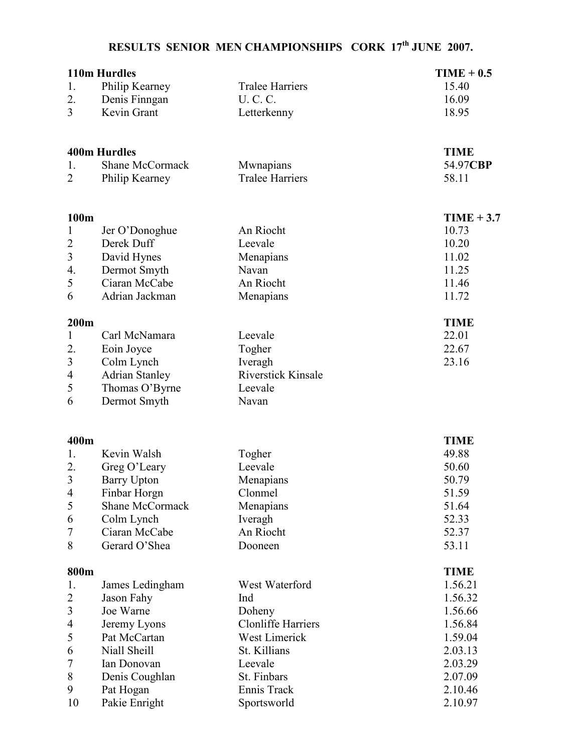# RESULTS SENIOR MEN CHAMPIONSHIPS CORK 17th JUNE 2007.

**110m Hurdles**

| | | | TIME + 0.5 |
|---|---|---|---|
| 1. | Philip Kearney | Tralee Harriers | 15.40 |
| 2. | Denis Finngan | U. C. C. | 16.09 |
| 3 | Kevin Grant | Letterkenny | 18.95 |

**400m Hurdles**

| | | | TIME |
|---|---|---|---|
| 1. | Shane McCormack | Mwnapians | 54.97**CBP** |
| 2 | Philip Kearney | Tralee Harriers | 58.11 |

**100m**

| | | | TIME + 3.7 |
|---|---|---|---|
| 1 | Jer O'Donoghue | An Riocht | 10.73 |
| 2 | Derek Duff | Leevale | 10.20 |
| 3 | David Hynes | Menapians | 11.02 |
| 4. | Dermot Smyth | Navan | 11.25 |
| 5 | Ciaran McCabe | An Riocht | 11.46 |
| 6 | Adrian Jackman | Menapians | 11.72 |

**200m**

| | | | TIME |
|---|---|---|---|
| 1 | Carl McNamara | Leevale | 22.01 |
| 2. | Eoin Joyce | Togher | 22.67 |
| 3 | Colm Lynch | Iveragh | 23.16 |
| 4 | Adrian Stanley | Riverstick Kinsale | |
| 5 | Thomas O'Byrne | Leevale | |
| 6 | Dermot Smyth | Navan | |

**400m**

| | | | TIME |
|---|---|---|---|
| 1. | Kevin Walsh | Togher | 49.88 |
| 2. | Greg O'Leary | Leevale | 50.60 |
| 3 | Barry Upton | Menapians | 50.79 |
| 4 | Finbar Horgn | Clonmel | 51.59 |
| 5 | Shane McCormack | Menapians | 51.64 |
| 6 | Colm Lynch | Iveragh | 52.33 |
| 7 | Ciaran McCabe | An Riocht | 52.37 |
| 8 | Gerard O'Shea | Dooneen | 53.11 |

**800m**

| | | | TIME |
|---|---|---|---|
| 1. | James Ledingham | West Waterford | 1.56.21 |
| 2 | Jason Fahy | Ind | 1.56.32 |
| 3 | Joe Warne | Doheny | 1.56.66 |
| 4 | Jeremy Lyons | Clonliffe Harriers | 1.56.84 |
| 5 | Pat McCartan | West Limerick | 1.59.04 |
| 6 | Niall Sheill | St. Killians | 2.03.13 |
| 7 | Ian Donovan | Leevale | 2.03.29 |
| 8 | Denis Coughlan | St. Finbars | 2.07.09 |
| 9 | Pat Hogan | Ennis Track | 2.10.46 |
| 10 | Pakie Enright | Sportsworld | 2.10.97 |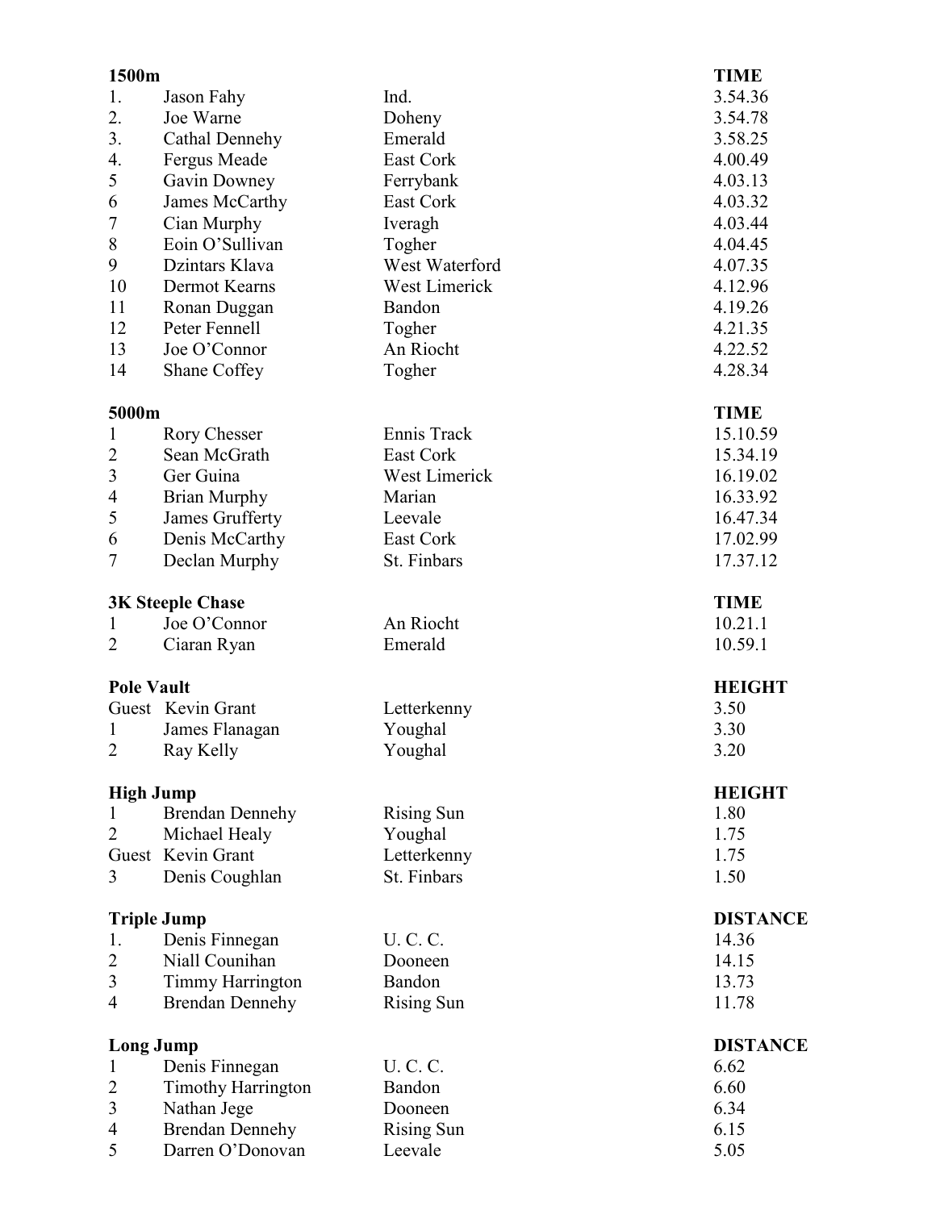**1500m**

| | | | TIME |
|---|---|---|---|
| 1. | Jason Fahy | Ind. | 3.54.36 |
| 2. | Joe Warne | Doheny | 3.54.78 |
| 3. | Cathal Dennehy | Emerald | 3.58.25 |
| 4. | Fergus Meade | East Cork | 4.00.49 |
| 5 | Gavin Downey | Ferrybank | 4.03.13 |
| 6 | James McCarthy | East Cork | 4.03.32 |
| 7 | Cian Murphy | Iveragh | 4.03.44 |
| 8 | Eoin O'Sullivan | Togher | 4.04.45 |
| 9 | Dzintars Klava | West Waterford | 4.07.35 |
| 10 | Dermot Kearns | West Limerick | 4.12.96 |
| 11 | Ronan Duggan | Bandon | 4.19.26 |
| 12 | Peter Fennell | Togher | 4.21.35 |
| 13 | Joe O'Connor | An Riocht | 4.22.52 |
| 14 | Shane Coffey | Togher | 4.28.34 |

**5000m**

| | | | TIME |
|---|---|---|---|
| 1 | Rory Chesser | Ennis Track | 15.10.59 |
| 2 | Sean McGrath | East Cork | 15.34.19 |
| 3 | Ger Guina | West Limerick | 16.19.02 |
| 4 | Brian Murphy | Marian | 16.33.92 |
| 5 | James Grufferty | Leevale | 16.47.34 |
| 6 | Denis McCarthy | East Cork | 17.02.99 |
| 7 | Declan Murphy | St. Finbars | 17.37.12 |

**3K Steeple Chase**

| | | | TIME |
|---|---|---|---|
| 1 | Joe O'Connor | An Riocht | 10.21.1 |
| 2 | Ciaran Ryan | Emerald | 10.59.1 |

**Pole Vault**

| | | | HEIGHT |
|---|---|---|---|
| Guest | Kevin Grant | Letterkenny | 3.50 |
| 1 | James Flanagan | Youghal | 3.30 |
| 2 | Ray Kelly | Youghal | 3.20 |

**High Jump**

| | | | HEIGHT |
|---|---|---|---|
| 1 | Brendan Dennehy | Rising Sun | 1.80 |
| 2 | Michael Healy | Youghal | 1.75 |
| Guest | Kevin Grant | Letterkenny | 1.75 |
| 3 | Denis Coughlan | St. Finbars | 1.50 |

**Triple Jump**

| | | | DISTANCE |
|---|---|---|---|
| 1. | Denis Finnegan | U. C. C. | 14.36 |
| 2 | Niall Counihan | Dooneen | 14.15 |
| 3 | Timmy Harrington | Bandon | 13.73 |
| 4 | Brendan Dennehy | Rising Sun | 11.78 |

**Long Jump**

| | | | DISTANCE |
|---|---|---|---|
| 1 | Denis Finnegan | U. C. C. | 6.62 |
| 2 | Timothy Harrington | Bandon | 6.60 |
| 3 | Nathan Jege | Dooneen | 6.34 |
| 4 | Brendan Dennehy | Rising Sun | 6.15 |
| 5 | Darren O'Donovan | Leevale | 5.05 |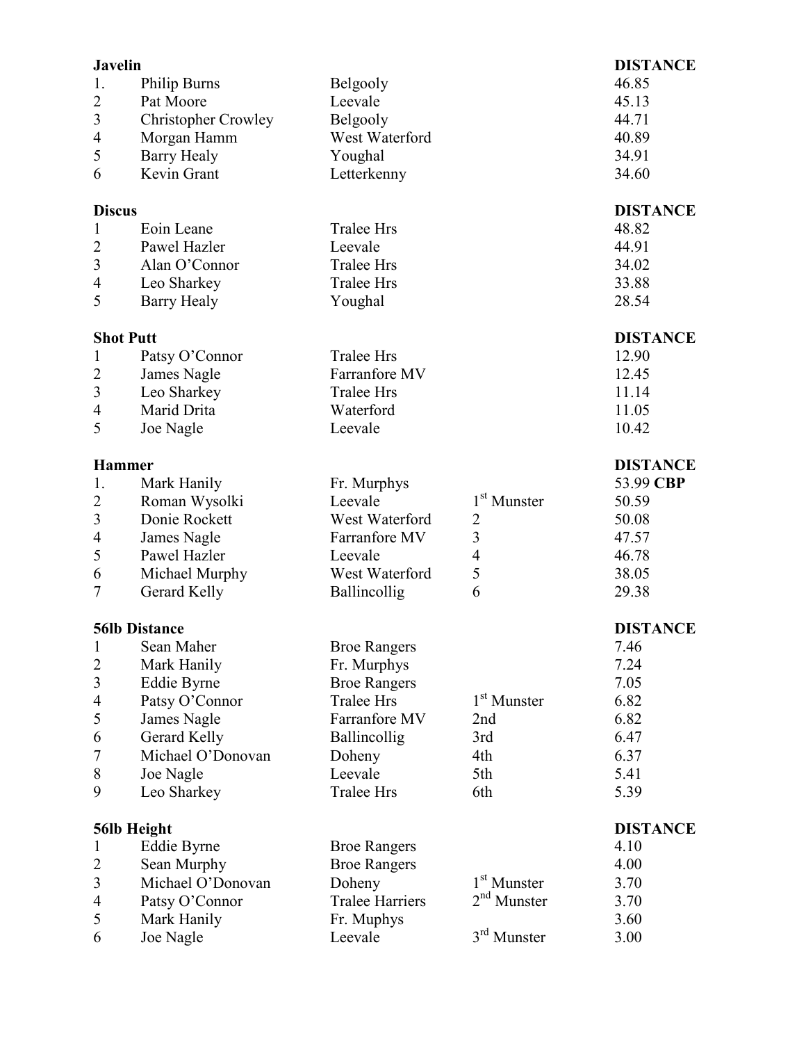### Javelin

| | | | | DISTANCE |
|---|---|---|---|---|
| 1. | Philip Burns | Belgooly | | 46.85 |
| 2 | Pat Moore | Leevale | | 45.13 |
| 3 | Christopher Crowley | Belgooly | | 44.71 |
| 4 | Morgan Hamm | West Waterford | | 40.89 |
| 5 | Barry Healy | Youghal | | 34.91 |
| 6 | Kevin Grant | Letterkenny | | 34.60 |

### Discus

| | | | | DISTANCE |
|---|---|---|---|---|
| 1 | Eoin Leane | Tralee Hrs | | 48.82 |
| 2 | Pawel Hazler | Leevale | | 44.91 |
| 3 | Alan O'Connor | Tralee Hrs | | 34.02 |
| 4 | Leo Sharkey | Tralee Hrs | | 33.88 |
| 5 | Barry Healy | Youghal | | 28.54 |

### Shot Putt

| | | | | DISTANCE |
|---|---|---|---|---|
| 1 | Patsy O'Connor | Tralee Hrs | | 12.90 |
| 2 | James Nagle | Farranfore MV | | 12.45 |
| 3 | Leo Sharkey | Tralee Hrs | | 11.14 |
| 4 | Marid Drita | Waterford | | 11.05 |
| 5 | Joe Nagle | Leevale | | 10.42 |

### Hammer

| | | | | DISTANCE |
|---|---|---|---|---|
| 1. | Mark Hanily | Fr. Murphys | | 53.99 **CBP** |
| 2 | Roman Wysolki | Leevale | 1st Munster | 50.59 |
| 3 | Donie Rockett | West Waterford | 2 | 50.08 |
| 4 | James Nagle | Farranfore MV | 3 | 47.57 |
| 5 | Pawel Hazler | Leevale | 4 | 46.78 |
| 6 | Michael Murphy | West Waterford | 5 | 38.05 |
| 7 | Gerard Kelly | Ballincollig | 6 | 29.38 |

### 56lb Distance

| | | | | DISTANCE |
|---|---|---|---|---|
| 1 | Sean Maher | Broe Rangers | | 7.46 |
| 2 | Mark Hanily | Fr. Murphys | | 7.24 |
| 3 | Eddie Byrne | Broe Rangers | | 7.05 |
| 4 | Patsy O'Connor | Tralee Hrs | 1st Munster | 6.82 |
| 5 | James Nagle | Farranfore MV | 2nd | 6.82 |
| 6 | Gerard Kelly | Ballincollig | 3rd | 6.47 |
| 7 | Michael O'Donovan | Doheny | 4th | 6.37 |
| 8 | Joe Nagle | Leevale | 5th | 5.41 |
| 9 | Leo Sharkey | Tralee Hrs | 6th | 5.39 |

### 56lb Height

| | | | | DISTANCE |
|---|---|---|---|---|
| 1 | Eddie Byrne | Broe Rangers | | 4.10 |
| 2 | Sean Murphy | Broe Rangers | | 4.00 |
| 3 | Michael O'Donovan | Doheny | 1st Munster | 3.70 |
| 4 | Patsy O'Connor | Tralee Harriers | 2nd Munster | 3.70 |
| 5 | Mark Hanily | Fr. Muphys | | 3.60 |
| 6 | Joe Nagle | Leevale | 3rd Munster | 3.00 |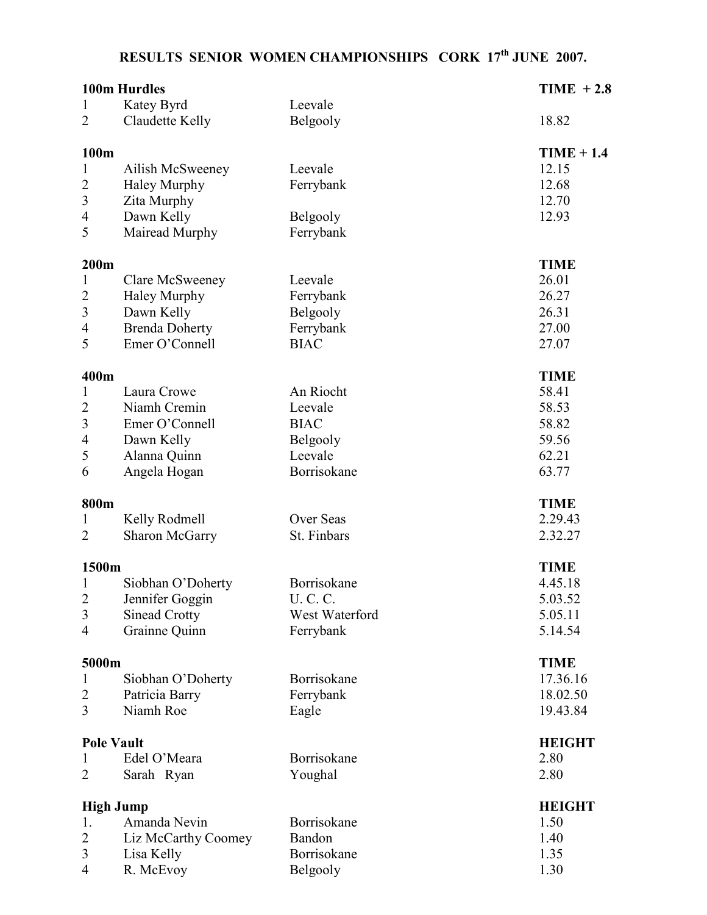# RESULTS SENIOR WOMEN CHAMPIONSHIPS CORK 17th JUNE 2007.

**100m Hurdles** — **TIME + 2.8**

| | | | |
|---|---|---|---|
| 1 | Katey Byrd | Leevale | |
| 2 | Claudette Kelly | Belgooly | 18.82 |

**100m** — **TIME + 1.4**

| | | | |
|---|---|---|---|
| 1 | Ailish McSweeney | Leevale | 12.15 |
| 2 | Haley Murphy | Ferrybank | 12.68 |
| 3 | Zita Murphy | | 12.70 |
| 4 | Dawn Kelly | Belgooly | 12.93 |
| 5 | Mairead Murphy | Ferrybank | |

**200m** — **TIME**

| | | | |
|---|---|---|---|
| 1 | Clare McSweeney | Leevale | 26.01 |
| 2 | Haley Murphy | Ferrybank | 26.27 |
| 3 | Dawn Kelly | Belgooly | 26.31 |
| 4 | Brenda Doherty | Ferrybank | 27.00 |
| 5 | Emer O'Connell | BIAC | 27.07 |

**400m** — **TIME**

| | | | |
|---|---|---|---|
| 1 | Laura Crowe | An Riocht | 58.41 |
| 2 | Niamh Cremin | Leevale | 58.53 |
| 3 | Emer O'Connell | BIAC | 58.82 |
| 4 | Dawn Kelly | Belgooly | 59.56 |
| 5 | Alanna Quinn | Leevale | 62.21 |
| 6 | Angela Hogan | Borrisokane | 63.77 |

**800m** — **TIME**

| | | | |
|---|---|---|---|
| 1 | Kelly Rodmell | Over Seas | 2.29.43 |
| 2 | Sharon McGarry | St. Finbars | 2.32.27 |

**1500m** — **TIME**

| | | | |
|---|---|---|---|
| 1 | Siobhan O'Doherty | Borrisokane | 4.45.18 |
| 2 | Jennifer Goggin | U. C. C. | 5.03.52 |
| 3 | Sinead Crotty | West Waterford | 5.05.11 |
| 4 | Grainne Quinn | Ferrybank | 5.14.54 |

**5000m** — **TIME**

| | | | |
|---|---|---|---|
| 1 | Siobhan O'Doherty | Borrisokane | 17.36.16 |
| 2 | Patricia Barry | Ferrybank | 18.02.50 |
| 3 | Niamh Roe | Eagle | 19.43.84 |

**Pole Vault** — **HEIGHT**

| | | | |
|---|---|---|---|
| 1 | Edel O'Meara | Borrisokane | 2.80 |
| 2 | Sarah Ryan | Youghal | 2.80 |

**High Jump** — **HEIGHT**

| | | | |
|---|---|---|---|
| 1. | Amanda Nevin | Borrisokane | 1.50 |
| 2 | Liz McCarthy Coomey | Bandon | 1.40 |
| 3 | Lisa Kelly | Borrisokane | 1.35 |
| 4 | R. McEvoy | Belgooly | 1.30 |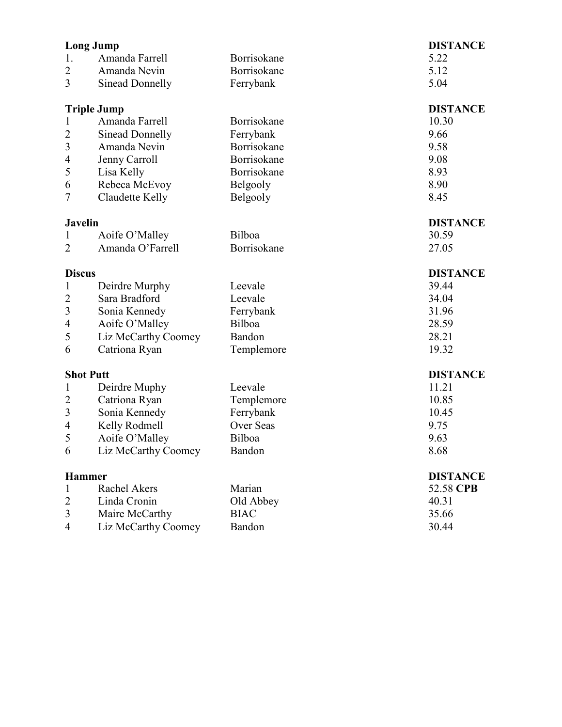| **Long Jump** | | | **DISTANCE** |
|---|---|---|---|
| 1. | Amanda Farrell | Borrisokane | 5.22 |
| 2 | Amanda Nevin | Borrisokane | 5.12 |
| 3 | Sinead Donnelly | Ferrybank | 5.04 |

| **Triple Jump** | | | **DISTANCE** |
|---|---|---|---|
| 1 | Amanda Farrell | Borrisokane | 10.30 |
| 2 | Sinead Donnelly | Ferrybank | 9.66 |
| 3 | Amanda Nevin | Borrisokane | 9.58 |
| 4 | Jenny Carroll | Borrisokane | 9.08 |
| 5 | Lisa Kelly | Borrisokane | 8.93 |
| 6 | Rebeca McEvoy | Belgooly | 8.90 |
| 7 | Claudette Kelly | Belgooly | 8.45 |

| **Javelin** | | | **DISTANCE** |
|---|---|---|---|
| 1 | Aoife O'Malley | Bilboa | 30.59 |
| 2 | Amanda O'Farrell | Borrisokane | 27.05 |

| **Discus** | | | **DISTANCE** |
|---|---|---|---|
| 1 | Deirdre Murphy | Leevale | 39.44 |
| 2 | Sara Bradford | Leevale | 34.04 |
| 3 | Sonia Kennedy | Ferrybank | 31.96 |
| 4 | Aoife O'Malley | Bilboa | 28.59 |
| 5 | Liz McCarthy Coomey | Bandon | 28.21 |
| 6 | Catriona Ryan | Templemore | 19.32 |

| **Shot Putt** | | | **DISTANCE** |
|---|---|---|---|
| 1 | Deirdre Muphy | Leevale | 11.21 |
| 2 | Catriona Ryan | Templemore | 10.85 |
| 3 | Sonia Kennedy | Ferrybank | 10.45 |
| 4 | Kelly Rodmell | Over Seas | 9.75 |
| 5 | Aoife O'Malley | Bilboa | 9.63 |
| 6 | Liz McCarthy Coomey | Bandon | 8.68 |

| **Hammer** | | | **DISTANCE** |
|---|---|---|---|
| 1 | Rachel Akers | Marian | 52.58 **CPB** |
| 2 | Linda Cronin | Old Abbey | 40.31 |
| 3 | Maire McCarthy | BIAC | 35.66 |
| 4 | Liz McCarthy Coomey | Bandon | 30.44 |